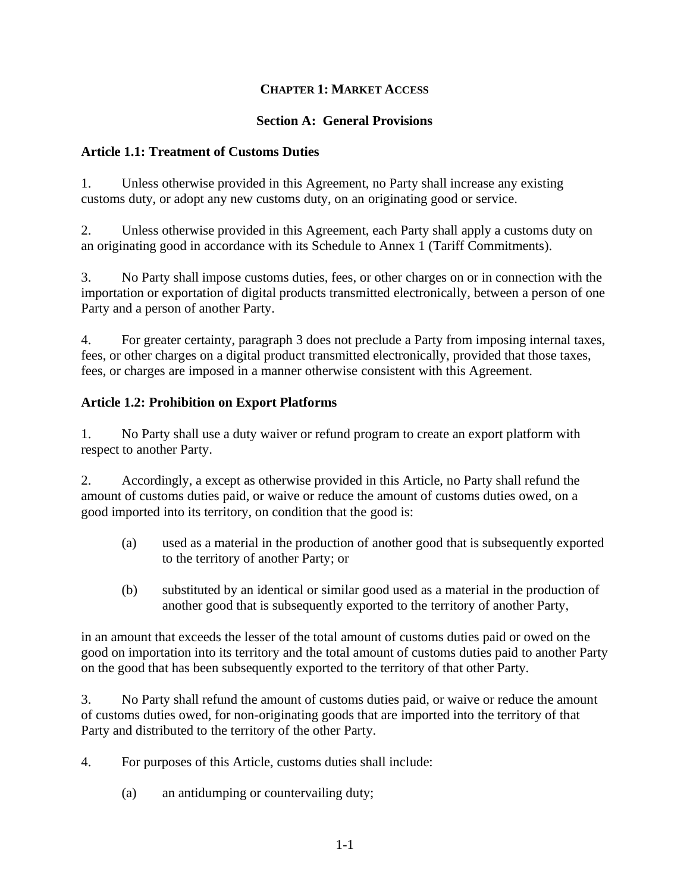# CHAPTER 1: MARKET ACCESS

## Section A: General Provisions

### Article 1.1: Treatment of Customs Duties

1. Unless otherwise provided in this Agreement, no Party shall increase any existing customs duty, or adopt any new customs duty, on an originating good or service.

2. Unless otherwise provided in this Agreement, each Party shall apply a customs duty on an originating good in accordance with its Schedule to Annex 1 (Tariff Commitments).

3. No Party shall impose customs duties, fees, or other charges on or in connection with the importation or exportation of digital products transmitted electronically, between a person of one Party and a person of another Party.

4. For greater certainty, paragraph 3 does not preclude a Party from imposing internal taxes, fees, or other charges on a digital product transmitted electronically, provided that those taxes, fees, or charges are imposed in a manner otherwise consistent with this Agreement.

### Article 1.2: Prohibition on Export Platforms

1. No Party shall use a duty waiver or refund program to create an export platform with respect to another Party.

2. Accordingly, a except as otherwise provided in this Article, no Party shall refund the amount of customs duties paid, or waive or reduce the amount of customs duties owed, on a good imported into its territory, on condition that the good is:

   (a) used as a material in the production of another good that is subsequently exported to the territory of another Party; or

   (b) substituted by an identical or similar good used as a material in the production of another good that is subsequently exported to the territory of another Party,

in an amount that exceeds the lesser of the total amount of customs duties paid or owed on the good on importation into its territory and the total amount of customs duties paid to another Party on the good that has been subsequently exported to the territory of that other Party.

3. No Party shall refund the amount of customs duties paid, or waive or reduce the amount of customs duties owed, for non-originating goods that are imported into the territory of that Party and distributed to the territory of the other Party.

4. For purposes of this Article, customs duties shall include:

   (a) an antidumping or countervailing duty;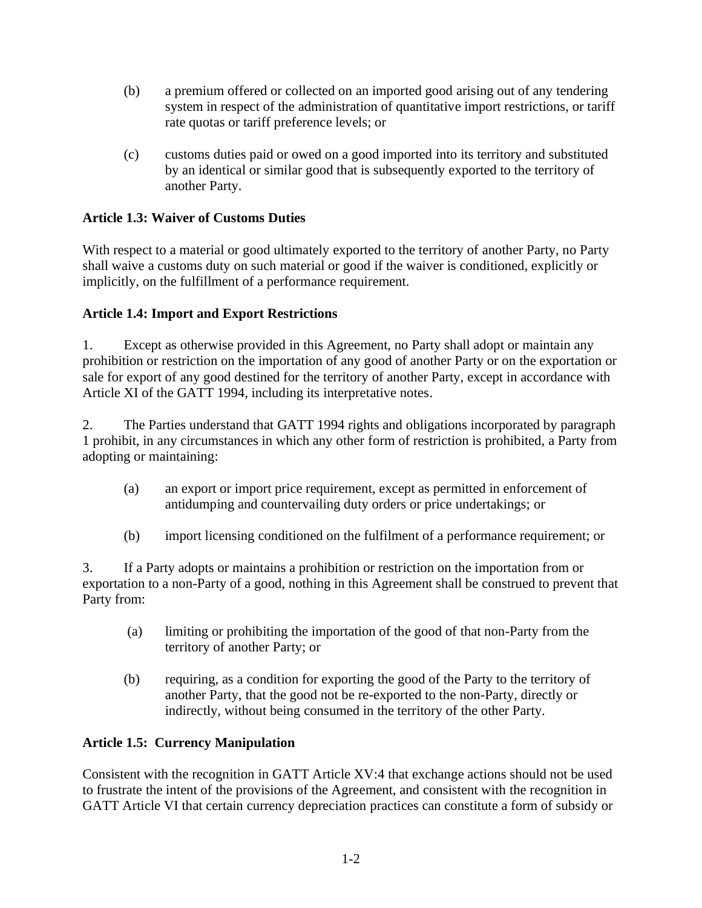(b) a premium offered or collected on an imported good arising out of any tendering system in respect of the administration of quantitative import restrictions, or tariff rate quotas or tariff preference levels; or

(c) customs duties paid or owed on a good imported into its territory and substituted by an identical or similar good that is subsequently exported to the territory of another Party.

**Article 1.3: Waiver of Customs Duties**

With respect to a material or good ultimately exported to the territory of another Party, no Party shall waive a customs duty on such material or good if the waiver is conditioned, explicitly or implicitly, on the fulfillment of a performance requirement.

**Article 1.4: Import and Export Restrictions**

1. Except as otherwise provided in this Agreement, no Party shall adopt or maintain any prohibition or restriction on the importation of any good of another Party or on the exportation or sale for export of any good destined for the territory of another Party, except in accordance with Article XI of the GATT 1994, including its interpretative notes.

2. The Parties understand that GATT 1994 rights and obligations incorporated by paragraph 1 prohibit, in any circumstances in which any other form of restriction is prohibited, a Party from adopting or maintaining:

(a) an export or import price requirement, except as permitted in enforcement of antidumping and countervailing duty orders or price undertakings; or

(b) import licensing conditioned on the fulfilment of a performance requirement; or

3. If a Party adopts or maintains a prohibition or restriction on the importation from or exportation to a non-Party of a good, nothing in this Agreement shall be construed to prevent that Party from:

(a) limiting or prohibiting the importation of the good of that non-Party from the territory of another Party; or

(b) requiring, as a condition for exporting the good of the Party to the territory of another Party, that the good not be re-exported to the non-Party, directly or indirectly, without being consumed in the territory of the other Party.

**Article 1.5: Currency Manipulation**

Consistent with the recognition in GATT Article XV:4 that exchange actions should not be used to frustrate the intent of the provisions of the Agreement, and consistent with the recognition in GATT Article VI that certain currency depreciation practices can constitute a form of subsidy or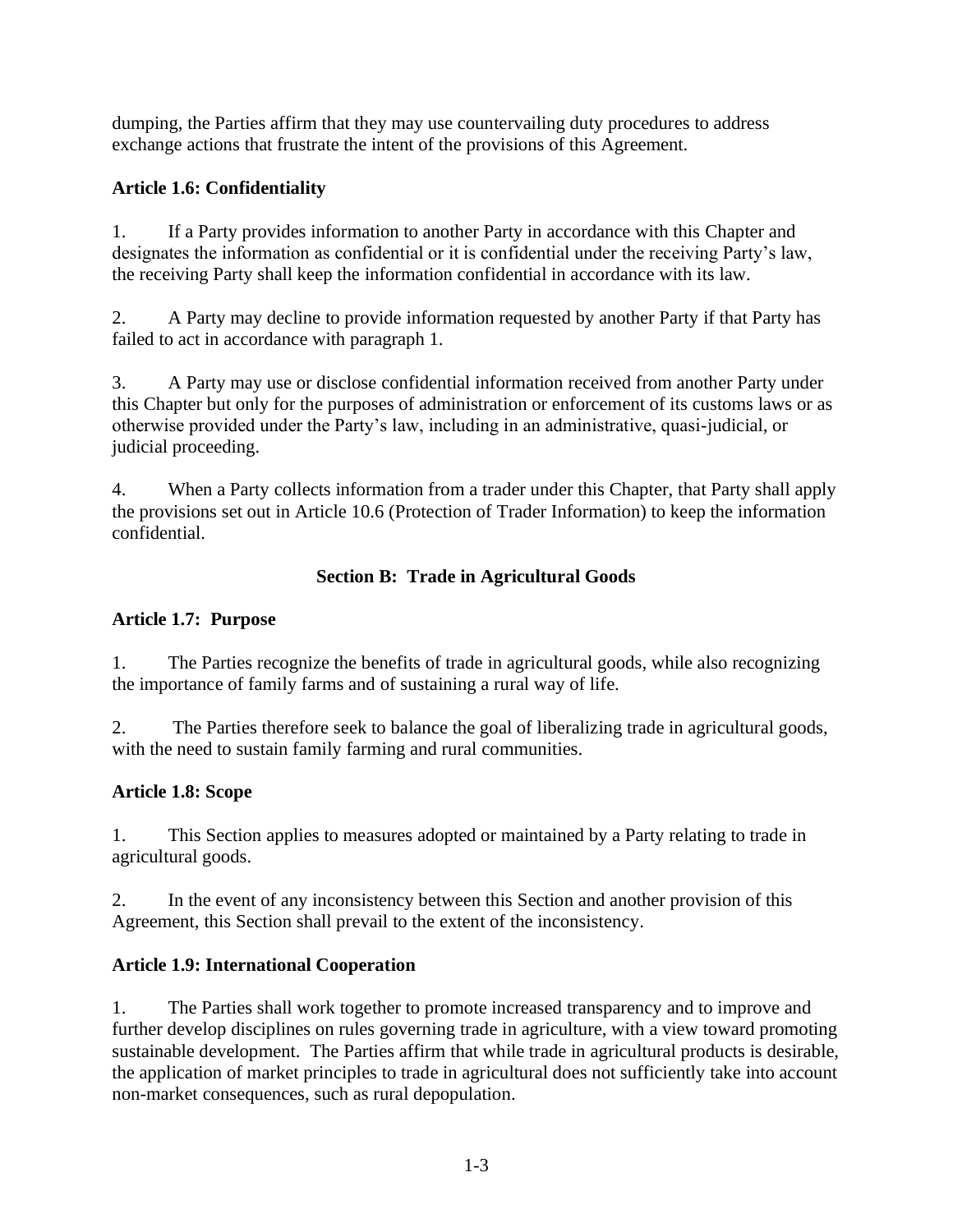dumping, the Parties affirm that they may use countervailing duty procedures to address exchange actions that frustrate the intent of the provisions of this Agreement.

**Article 1.6: Confidentiality**

1. If a Party provides information to another Party in accordance with this Chapter and designates the information as confidential or it is confidential under the receiving Party's law, the receiving Party shall keep the information confidential in accordance with its law.

2. A Party may decline to provide information requested by another Party if that Party has failed to act in accordance with paragraph 1.

3. A Party may use or disclose confidential information received from another Party under this Chapter but only for the purposes of administration or enforcement of its customs laws or as otherwise provided under the Party's law, including in an administrative, quasi-judicial, or judicial proceeding.

4. When a Party collects information from a trader under this Chapter, that Party shall apply the provisions set out in Article 10.6 (Protection of Trader Information) to keep the information confidential.

## Section B: Trade in Agricultural Goods

**Article 1.7: Purpose**

1. The Parties recognize the benefits of trade in agricultural goods, while also recognizing the importance of family farms and of sustaining a rural way of life.

2. The Parties therefore seek to balance the goal of liberalizing trade in agricultural goods, with the need to sustain family farming and rural communities.

**Article 1.8: Scope**

1. This Section applies to measures adopted or maintained by a Party relating to trade in agricultural goods.

2. In the event of any inconsistency between this Section and another provision of this Agreement, this Section shall prevail to the extent of the inconsistency.

**Article 1.9: International Cooperation**

1. The Parties shall work together to promote increased transparency and to improve and further develop disciplines on rules governing trade in agriculture, with a view toward promoting sustainable development. The Parties affirm that while trade in agricultural products is desirable, the application of market principles to trade in agricultural does not sufficiently take into account non-market consequences, such as rural depopulation.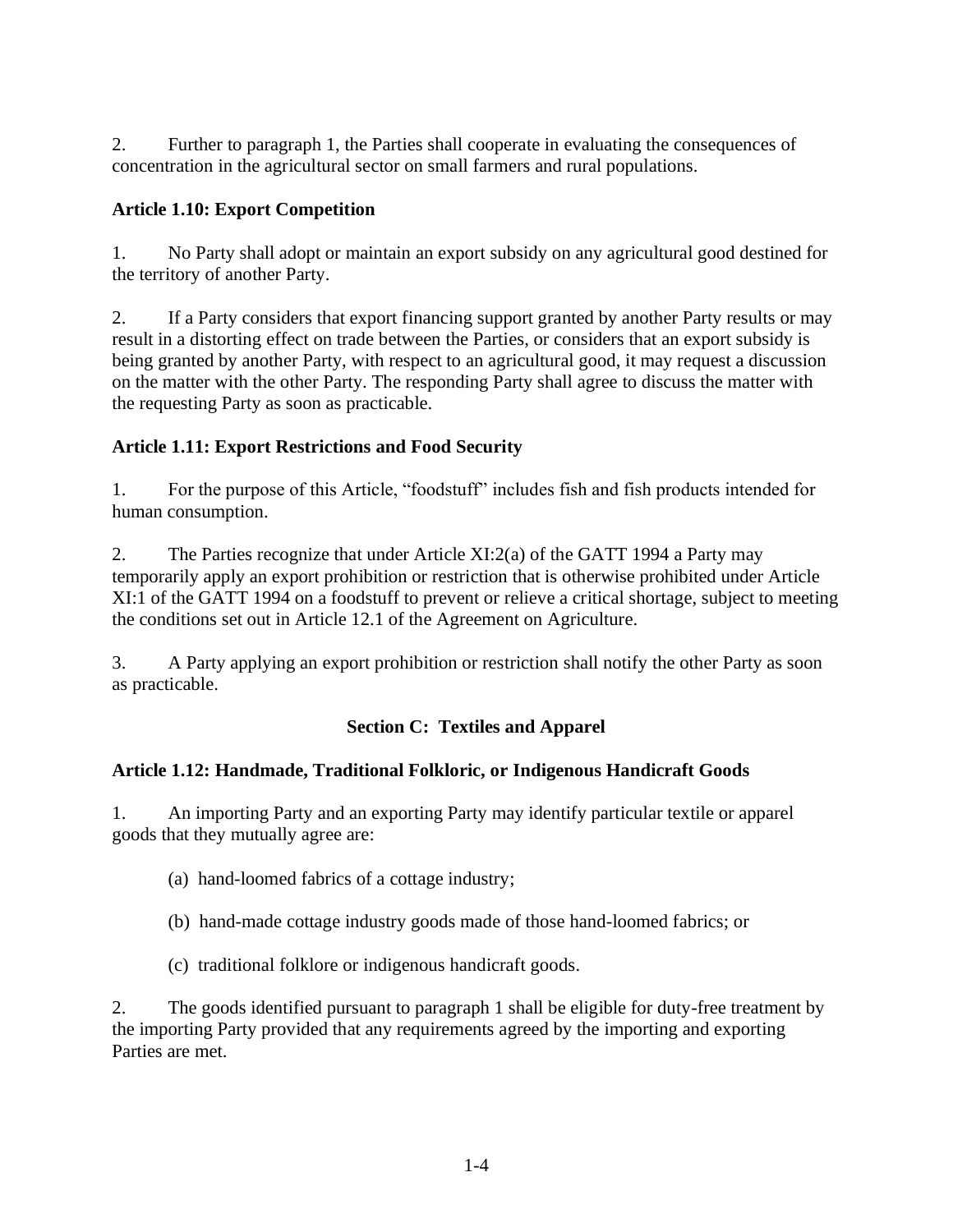2. Further to paragraph 1, the Parties shall cooperate in evaluating the consequences of concentration in the agricultural sector on small farmers and rural populations.

### Article 1.10: Export Competition

1. No Party shall adopt or maintain an export subsidy on any agricultural good destined for the territory of another Party.

2. If a Party considers that export financing support granted by another Party results or may result in a distorting effect on trade between the Parties, or considers that an export subsidy is being granted by another Party, with respect to an agricultural good, it may request a discussion on the matter with the other Party. The responding Party shall agree to discuss the matter with the requesting Party as soon as practicable.

### Article 1.11: Export Restrictions and Food Security

1. For the purpose of this Article, "foodstuff" includes fish and fish products intended for human consumption.

2. The Parties recognize that under Article XI:2(a) of the GATT 1994 a Party may temporarily apply an export prohibition or restriction that is otherwise prohibited under Article XI:1 of the GATT 1994 on a foodstuff to prevent or relieve a critical shortage, subject to meeting the conditions set out in Article 12.1 of the Agreement on Agriculture.

3. A Party applying an export prohibition or restriction shall notify the other Party as soon as practicable.

## Section C: Textiles and Apparel

### Article 1.12: Handmade, Traditional Folkloric, or Indigenous Handicraft Goods

1. An importing Party and an exporting Party may identify particular textile or apparel goods that they mutually agree are:

   (a) hand-loomed fabrics of a cottage industry;

   (b) hand-made cottage industry goods made of those hand-loomed fabrics; or

   (c) traditional folklore or indigenous handicraft goods.

2. The goods identified pursuant to paragraph 1 shall be eligible for duty-free treatment by the importing Party provided that any requirements agreed by the importing and exporting Parties are met.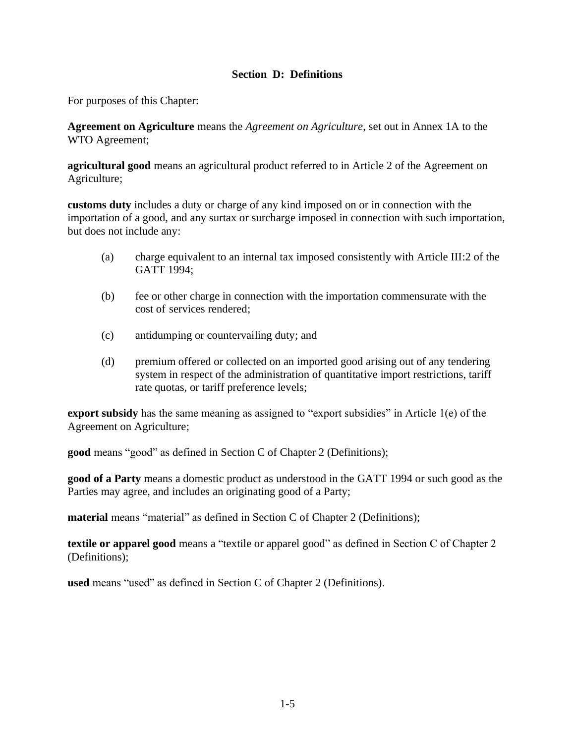## Section D: Definitions

For purposes of this Chapter:

**Agreement on Agriculture** means the *Agreement on Agriculture*, set out in Annex 1A to the WTO Agreement;

**agricultural good** means an agricultural product referred to in Article 2 of the Agreement on Agriculture;

**customs duty** includes a duty or charge of any kind imposed on or in connection with the importation of a good, and any surtax or surcharge imposed in connection with such importation, but does not include any:

(a) charge equivalent to an internal tax imposed consistently with Article III:2 of the GATT 1994;

(b) fee or other charge in connection with the importation commensurate with the cost of services rendered;

(c) antidumping or countervailing duty; and

(d) premium offered or collected on an imported good arising out of any tendering system in respect of the administration of quantitative import restrictions, tariff rate quotas, or tariff preference levels;

**export subsidy** has the same meaning as assigned to "export subsidies" in Article 1(e) of the Agreement on Agriculture;

**good** means "good" as defined in Section C of Chapter 2 (Definitions);

**good of a Party** means a domestic product as understood in the GATT 1994 or such good as the Parties may agree, and includes an originating good of a Party;

**material** means "material" as defined in Section C of Chapter 2 (Definitions);

**textile or apparel good** means a "textile or apparel good" as defined in Section C of Chapter 2 (Definitions);

**used** means "used" as defined in Section C of Chapter 2 (Definitions).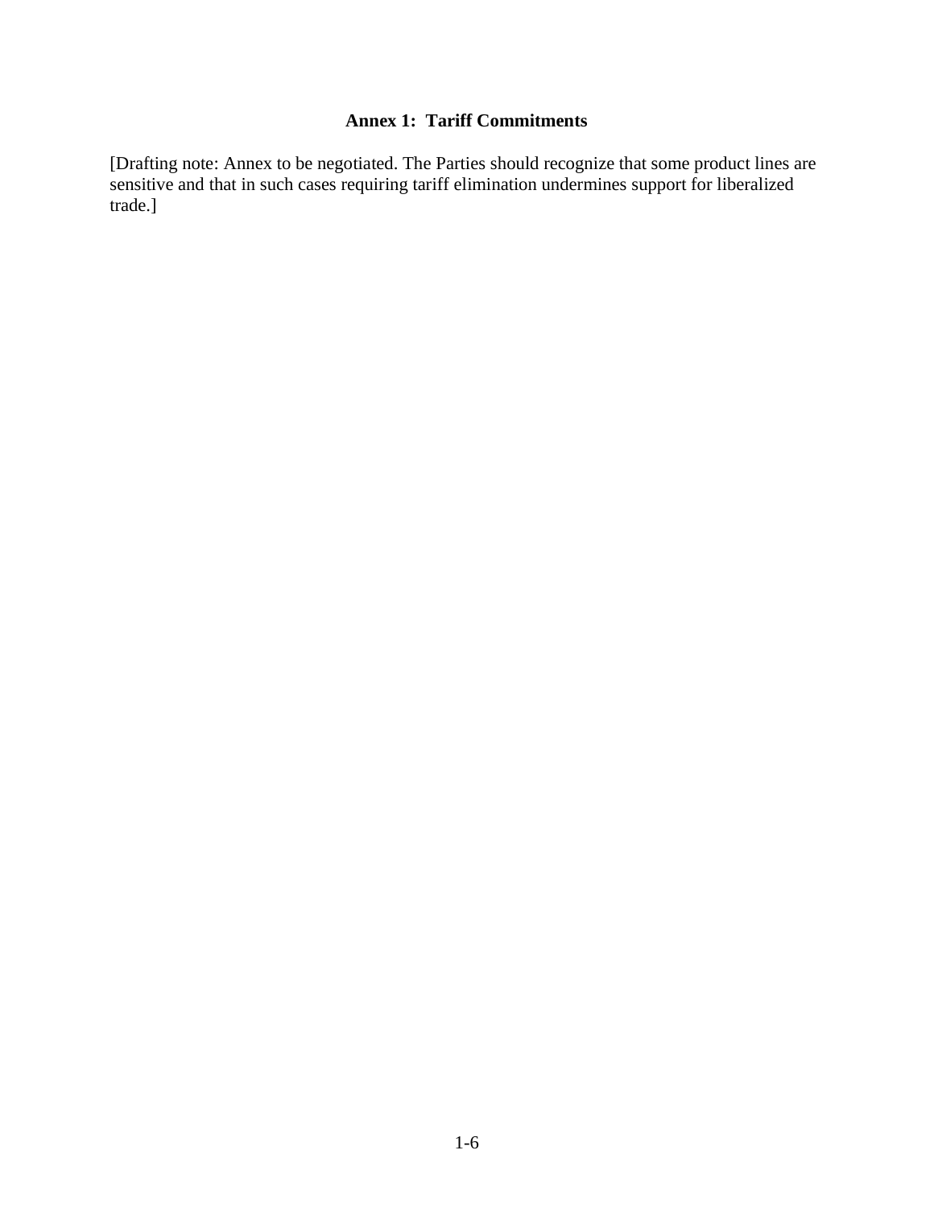# Annex 1: Tariff Commitments

[Drafting note: Annex to be negotiated. The Parties should recognize that some product lines are sensitive and that in such cases requiring tariff elimination undermines support for liberalized trade.]